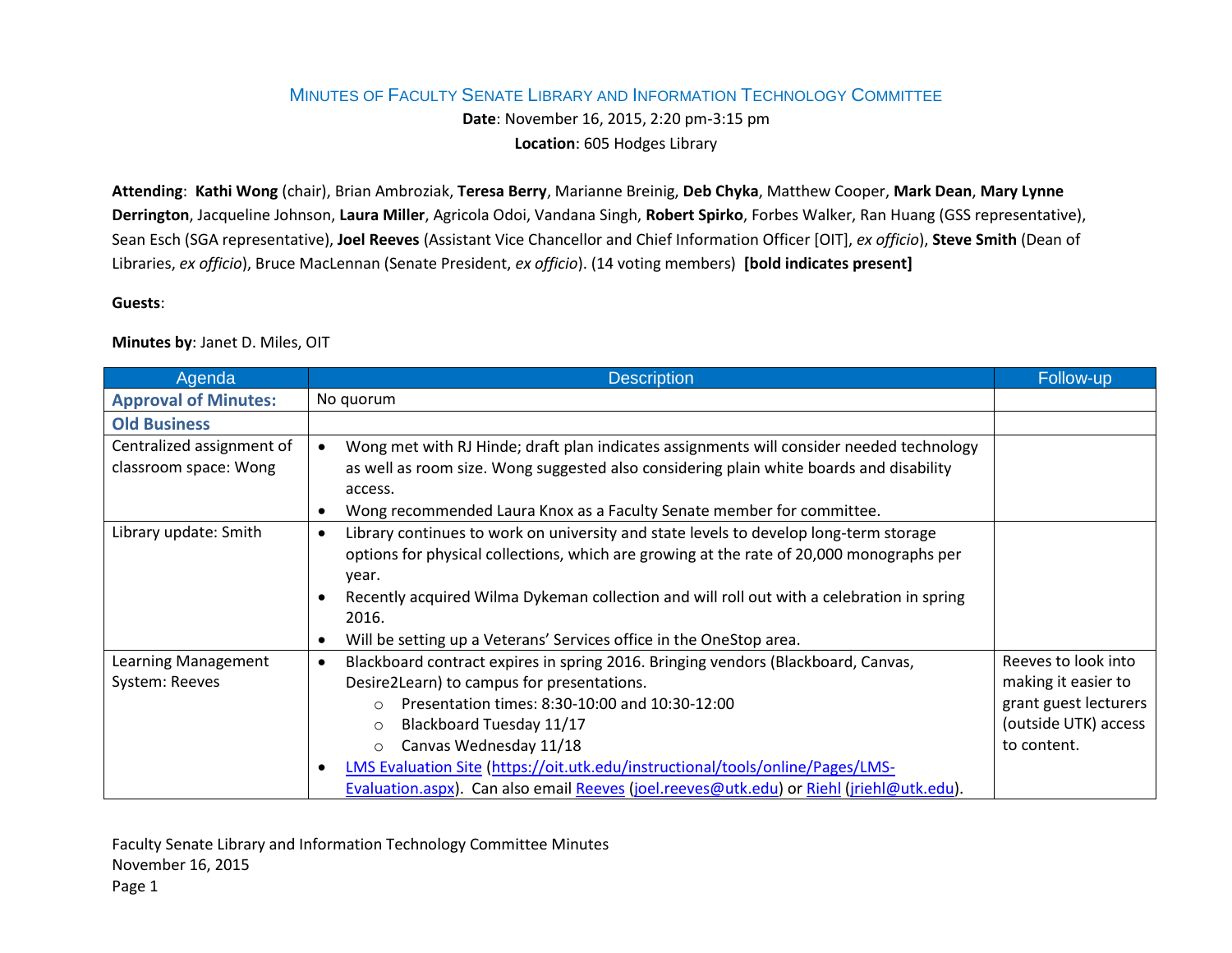# Minutes of Faculty Senate Library and Information Technology Committee

**Date**: November 16, 2015, 2:20 pm-3:15 pm

**Location**: 605 Hodges Library

**Attending**: **Kathi Wong** (chair), Brian Ambroziak, **Teresa Berry**, Marianne Breinig, **Deb Chyka**, Matthew Cooper, **Mark Dean**, **Mary Lynne Derrington**, Jacqueline Johnson, **Laura Miller**, Agricola Odoi, Vandana Singh, **Robert Spirko**, Forbes Walker, Ran Huang (GSS representative), Sean Esch (SGA representative), **Joel Reeves** (Assistant Vice Chancellor and Chief Information Officer [OIT], *ex officio*), **Steve Smith** (Dean of Libraries, *ex officio*), Bruce MacLennan (Senate President, *ex officio*). (14 voting members) **[bold indicates present]**

**Guests**:

**Minutes by**: Janet D. Miles, OIT

| Agenda | Description | Follow-up |
|---|---|---|
| **Approval of Minutes:** | No quorum | |
| **Old Business** | | |
| Centralized assignment of classroom space: Wong | • Wong met with RJ Hinde; draft plan indicates assignments will consider needed technology as well as room size. Wong suggested also considering plain white boards and disability access.<br>• Wong recommended Laura Knox as a Faculty Senate member for committee. | |
| Library update: Smith | • Library continues to work on university and state levels to develop long-term storage options for physical collections, which are growing at the rate of 20,000 monographs per year.<br>• Recently acquired Wilma Dykeman collection and will roll out with a celebration in spring 2016.<br>• Will be setting up a Veterans' Services office in the OneStop area. | |
| Learning Management System: Reeves | • Blackboard contract expires in spring 2016. Bringing vendors (Blackboard, Canvas, Desire2Learn) to campus for presentations.<br>&nbsp;&nbsp;&nbsp;&nbsp;○ Presentation times: 8:30-10:00 and 10:30-12:00<br>&nbsp;&nbsp;&nbsp;&nbsp;○ Blackboard Tuesday 11/17<br>&nbsp;&nbsp;&nbsp;&nbsp;○ Canvas Wednesday 11/18<br>• LMS Evaluation Site (https://oit.utk.edu/instructional/tools/online/Pages/LMS-Evaluation.aspx). Can also email Reeves (joel.reeves@utk.edu) or Riehl (jriehl@utk.edu). | Reeves to look into making it easier to grant guest lecturers (outside UTK) access to content. |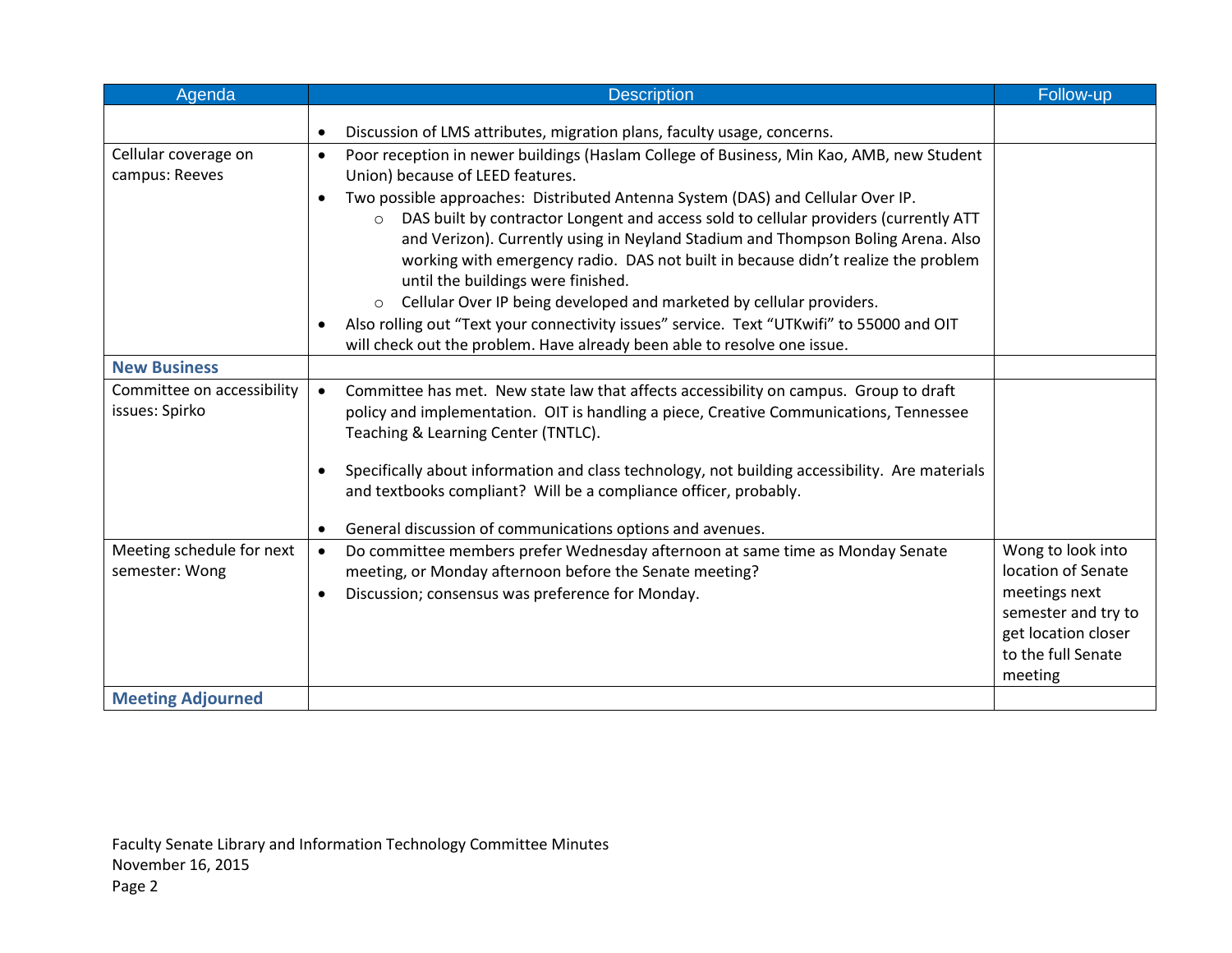| Agenda | Description | Follow-up |
|---|---|---|
| | • Discussion of LMS attributes, migration plans, faculty usage, concerns. | |
| Cellular coverage on campus: Reeves | • Poor reception in newer buildings (Haslam College of Business, Min Kao, AMB, new Student Union) because of LEED features.<br>• Two possible approaches: Distributed Antenna System (DAS) and Cellular Over IP.<br>  ○ DAS built by contractor Longent and access sold to cellular providers (currently ATT and Verizon). Currently using in Neyland Stadium and Thompson Boling Arena. Also working with emergency radio. DAS not built in because didn't realize the problem until the buildings were finished.<br>  ○ Cellular Over IP being developed and marketed by cellular providers.<br>• Also rolling out "Text your connectivity issues" service. Text "UTKwifi" to 55000 and OIT will check out the problem. Have already been able to resolve one issue. | |
| **New Business** | | |
| Committee on accessibility issues: Spirko | • Committee has met. New state law that affects accessibility on campus. Group to draft policy and implementation. OIT is handling a piece, Creative Communications, Tennessee Teaching & Learning Center (TNTLC).<br>• Specifically about information and class technology, not building accessibility. Are materials and textbooks compliant? Will be a compliance officer, probably.<br>• General discussion of communications options and avenues. | |
| Meeting schedule for next semester: Wong | • Do committee members prefer Wednesday afternoon at same time as Monday Senate meeting, or Monday afternoon before the Senate meeting?<br>• Discussion; consensus was preference for Monday. | Wong to look into location of Senate meetings next semester and try to get location closer to the full Senate meeting |
| **Meeting Adjourned** | | |

Faculty Senate Library and Information Technology Committee Minutes
November 16, 2015